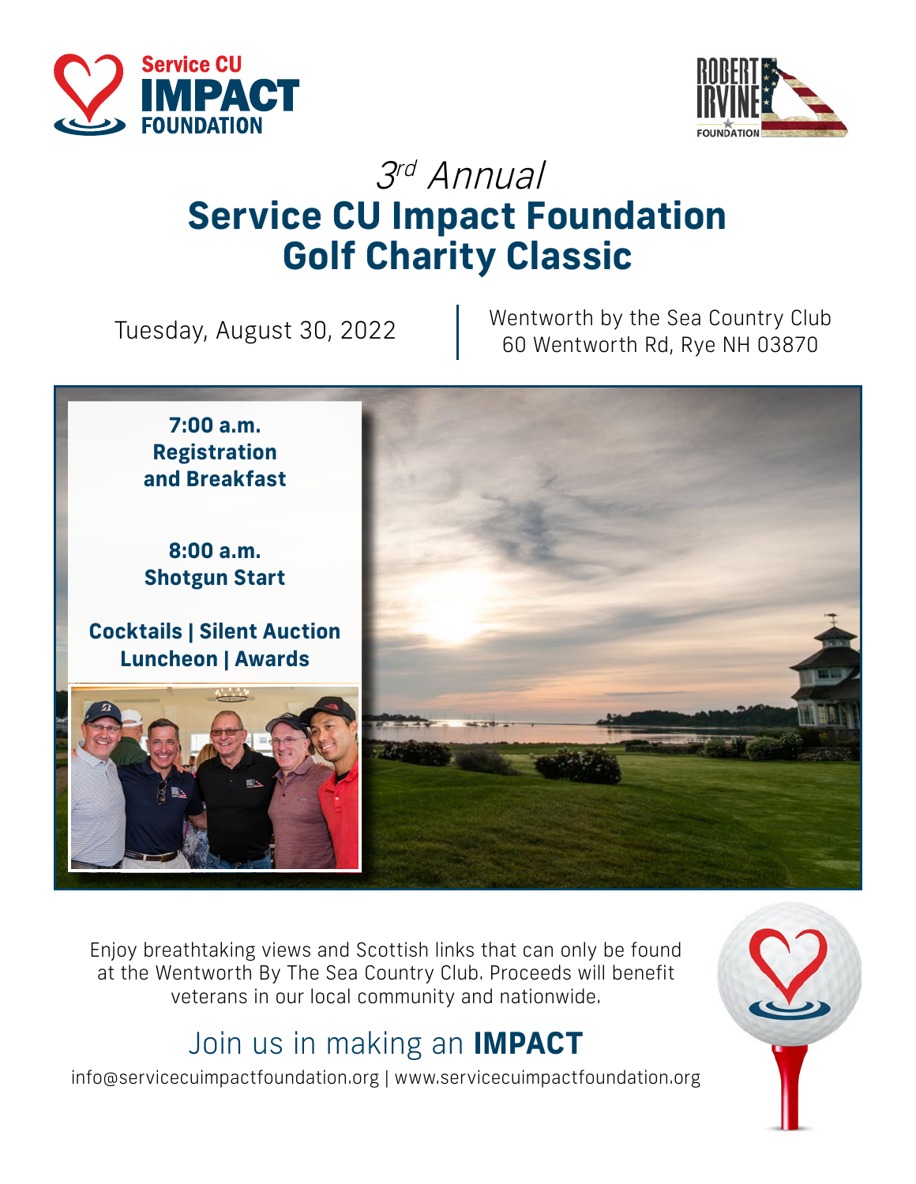Service CU IMPACT FOUNDATION

ROBERT IRVINE FOUNDATION

*3rd Annual*

# Service CU Impact Foundation Golf Charity Classic

Tuesday, August 30, 2022 | Wentworth by the Sea Country Club
60 Wentworth Rd, Rye NH 03870

**7:00 a.m.**
**Registration and Breakfast**

**8:00 a.m.**
**Shotgun Start**

**Cocktails | Silent Auction**
**Luncheon | Awards**

Enjoy breathtaking views and Scottish links that can only be found at the Wentworth By The Sea Country Club. Proceeds will benefit veterans in our local community and nationwide.

## Join us in making an **IMPACT**

info@servicecuimpactfoundation.org | www.servicecuimpactfoundation.org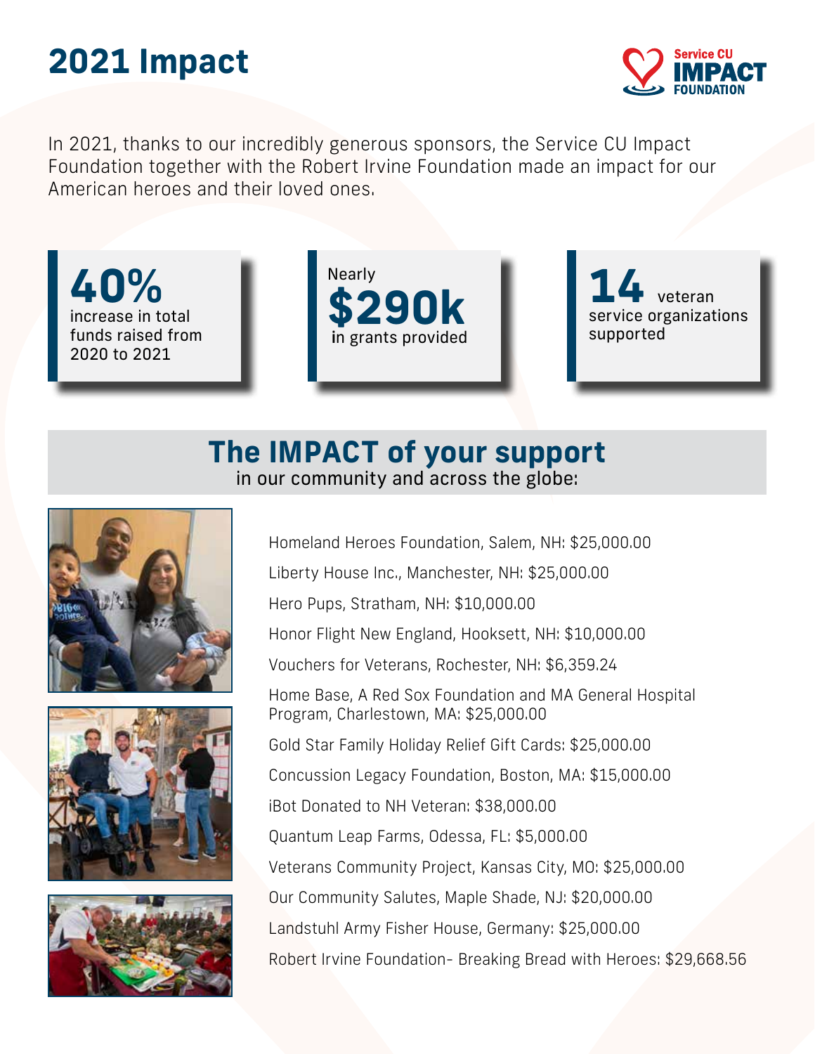# 2021 Impact

Service CU IMPACT FOUNDATION

In 2021, thanks to our incredibly generous sponsors, the Service CU Impact Foundation together with the Robert Irvine Foundation made an impact for our American heroes and their loved ones.

**40%**
increase in total funds raised from 2020 to 2021

Nearly
**$290k**
in grants provided

**14** veteran service organizations supported

## The IMPACT of your support

in our community and across the globe:

- Homeland Heroes Foundation, Salem, NH: $25,000.00
- Liberty House Inc., Manchester, NH: $25,000.00
- Hero Pups, Stratham, NH: $10,000.00
- Honor Flight New England, Hooksett, NH: $10,000.00
- Vouchers for Veterans, Rochester, NH: $6,359.24
- Home Base, A Red Sox Foundation and MA General Hospital Program, Charlestown, MA: $25,000.00
- Gold Star Family Holiday Relief Gift Cards: $25,000.00
- Concussion Legacy Foundation, Boston, MA: $15,000.00
- iBot Donated to NH Veteran: $38,000.00
- Quantum Leap Farms, Odessa, FL: $5,000.00
- Veterans Community Project, Kansas City, MO: $25,000.00
- Our Community Salutes, Maple Shade, NJ: $20,000.00
- Landstuhl Army Fisher House, Germany: $25,000.00
- Robert Irvine Foundation- Breaking Bread with Heroes: $29,668.56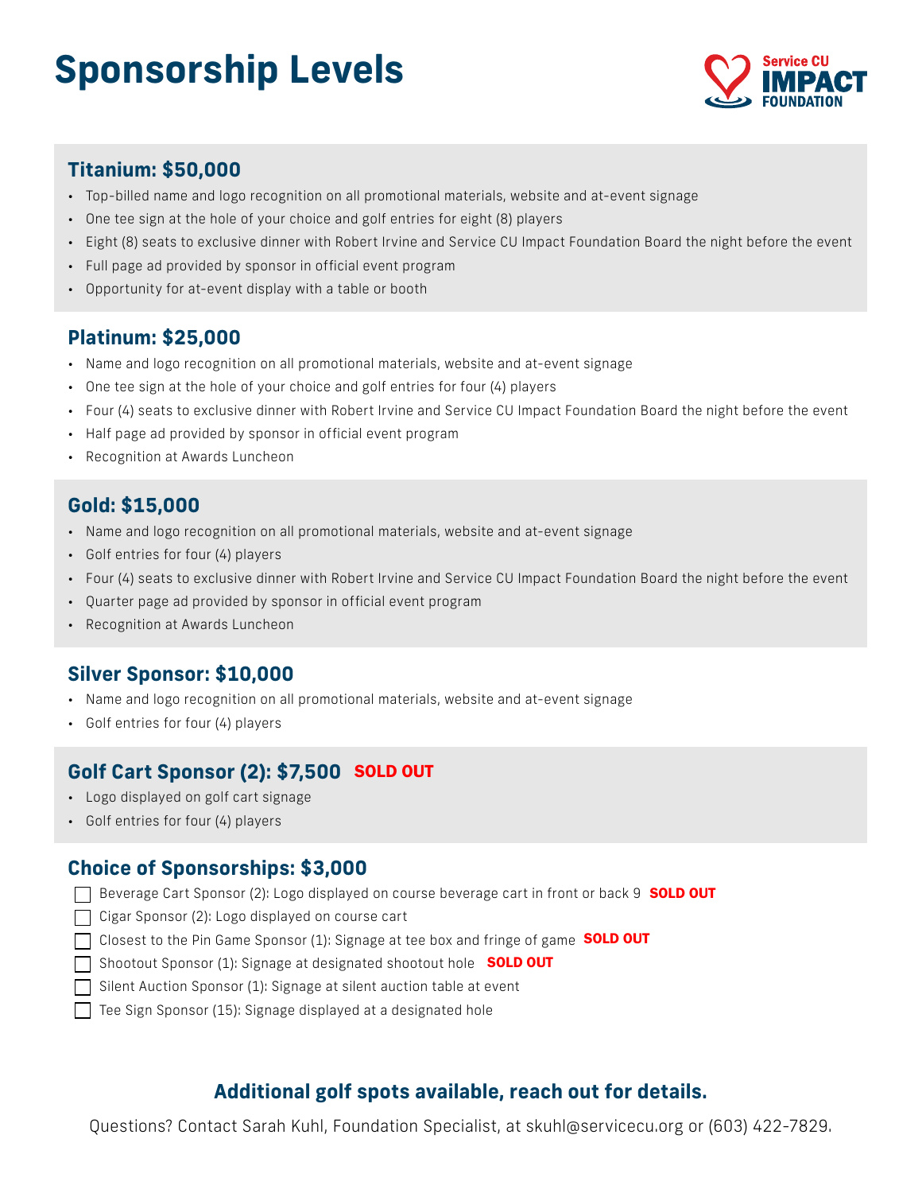# Sponsorship Levels

Service CU IMPACT FOUNDATION

## Titanium: $50,000

- Top-billed name and logo recognition on all promotional materials, website and at-event signage
- One tee sign at the hole of your choice and golf entries for eight (8) players
- Eight (8) seats to exclusive dinner with Robert Irvine and Service CU Impact Foundation Board the night before the event
- Full page ad provided by sponsor in official event program
- Opportunity for at-event display with a table or booth

## Platinum: $25,000

- Name and logo recognition on all promotional materials, website and at-event signage
- One tee sign at the hole of your choice and golf entries for four (4) players
- Four (4) seats to exclusive dinner with Robert Irvine and Service CU Impact Foundation Board the night before the event
- Half page ad provided by sponsor in official event program
- Recognition at Awards Luncheon

## Gold: $15,000

- Name and logo recognition on all promotional materials, website and at-event signage
- Golf entries for four (4) players
- Four (4) seats to exclusive dinner with Robert Irvine and Service CU Impact Foundation Board the night before the event
- Quarter page ad provided by sponsor in official event program
- Recognition at Awards Luncheon

## Silver Sponsor: $10,000

- Name and logo recognition on all promotional materials, website and at-event signage
- Golf entries for four (4) players

## Golf Cart Sponsor (2): $7,500 **SOLD OUT**

- Logo displayed on golf cart signage
- Golf entries for four (4) players

## Choice of Sponsorships: $3,000

- [ ] Beverage Cart Sponsor (2): Logo displayed on course beverage cart in front or back 9 **SOLD OUT**
- [ ] Cigar Sponsor (2): Logo displayed on course cart
- [ ] Closest to the Pin Game Sponsor (1): Signage at tee box and fringe of game **SOLD OUT**
- [ ] Shootout Sponsor (1): Signage at designated shootout hole **SOLD OUT**
- [ ] Silent Auction Sponsor (1): Signage at silent auction table at event
- [ ] Tee Sign Sponsor (15): Signage displayed at a designated hole

**Additional golf spots available, reach out for details.**

Questions? Contact Sarah Kuhl, Foundation Specialist, at skuhl@servicecu.org or (603) 422-7829.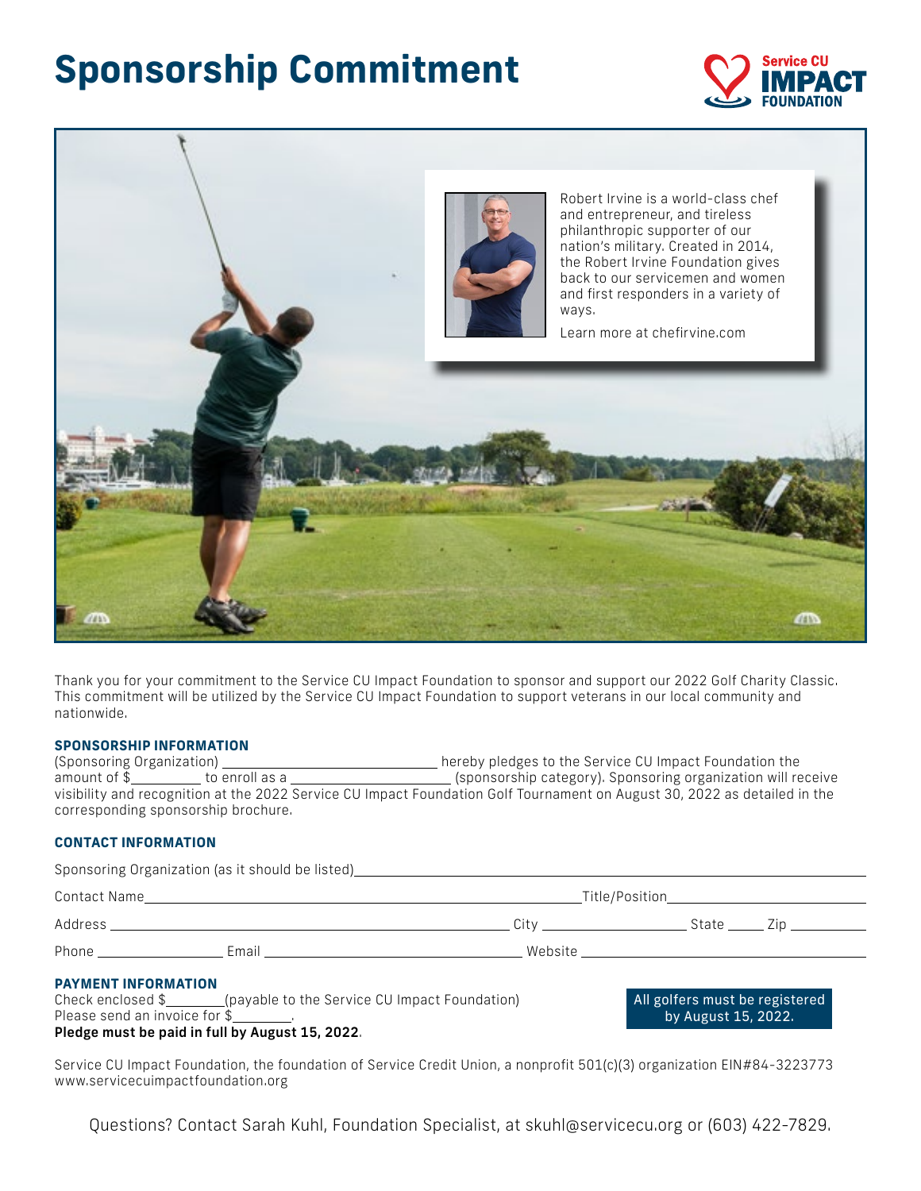# Sponsorship Commitment

Service CU IMPACT FOUNDATION

Robert Irvine is a world-class chef and entrepreneur, and tireless philanthropic supporter of our nation's military. Created in 2014, the Robert Irvine Foundation gives back to our servicemen and women and first responders in a variety of ways.

Learn more at chefirvine.com

Thank you for your commitment to the Service CU Impact Foundation to sponsor and support our 2022 Golf Charity Classic. This commitment will be utilized by the Service CU Impact Foundation to support veterans in our local community and nationwide.

### SPONSORSHIP INFORMATION

(Sponsoring Organization) ____________________________ hereby pledges to the Service CU Impact Foundation the amount of $__________ to enroll as a ______________________ (sponsorship category). Sponsoring organization will receive visibility and recognition at the 2022 Service CU Impact Foundation Golf Tournament on August 30, 2022 as detailed in the corresponding sponsorship brochure.

### CONTACT INFORMATION

Sponsoring Organization (as it should be listed)____________________________________________

Contact Name____________________________________________ Title/Position______________________

Address ____________________________________ City ____________________ State _____ Zip __________

Phone __________________ Email __________________________________ Website ______________________

### PAYMENT INFORMATION

Check enclosed $________(payable to the Service CU Impact Foundation)
Please send an invoice for $________.
**Pledge must be paid in full by August 15, 2022.**

All golfers must be registered by August 15, 2022.

Service CU Impact Foundation, the foundation of Service Credit Union, a nonprofit 501(c)(3) organization EIN#84-3223773
www.servicecuimpactfoundation.org

Questions? Contact Sarah Kuhl, Foundation Specialist, at skuhl@servicecu.org or (603) 422-7829.